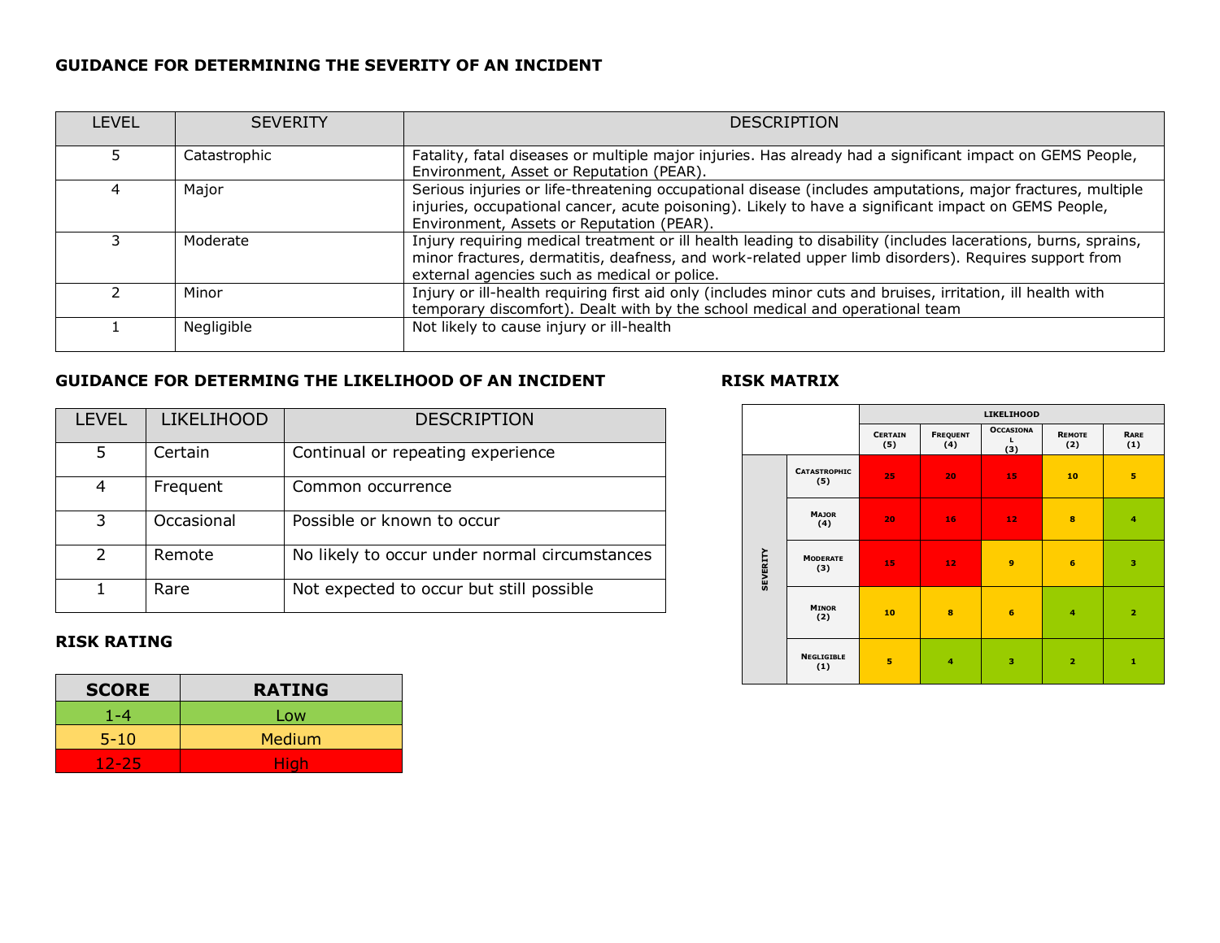## GUIDANCE FOR DETERMINING THE SEVERITY OF AN INCIDENT

| LEVEL | SEVERITY | DESCRIPTION |
|---|---|---|
| 5 | Catastrophic | Fatality, fatal diseases or multiple major injuries. Has already had a significant impact on GEMS People, Environment, Asset or Reputation (PEAR). |
| 4 | Major | Serious injuries or life-threatening occupational disease (includes amputations, major fractures, multiple injuries, occupational cancer, acute poisoning). Likely to have a significant impact on GEMS People, Environment, Assets or Reputation (PEAR). |
| 3 | Moderate | Injury requiring medical treatment or ill health leading to disability (includes lacerations, burns, sprains, minor fractures, dermatitis, deafness, and work-related upper limb disorders). Requires support from external agencies such as medical or police. |
| 2 | Minor | Injury or ill-health requiring first aid only (includes minor cuts and bruises, irritation, ill health with temporary discomfort). Dealt with by the school medical and operational team |
| 1 | Negligible | Not likely to cause injury or ill-health |

## GUIDANCE FOR DETERMING THE LIKELIHOOD OF AN INCIDENT

| LEVEL | LIKELIHOOD | DESCRIPTION |
|---|---|---|
| 5 | Certain | Continual or repeating experience |
| 4 | Frequent | Common occurrence |
| 3 | Occasional | Possible or known to occur |
| 2 | Remote | No likely to occur under normal circumstances |
| 1 | Rare | Not expected to occur but still possible |

## RISK RATING

| SCORE | RATING |
|---|---|
| 1-4 | Low |
| 5-10 | Medium |
| 12-25 | High |

## RISK MATRIX

| | | LIKELIHOOD | | | | |
|---|---|---|---|---|---|---|
| | | Certain (5) | Frequent (4) | Occasional (3) | Remote (2) | Rare (1) |
| SEVERITY | Catastrophic (5) | 25 | 20 | 15 | 10 | 5 |
| | Major (4) | 20 | 16 | 12 | 8 | 4 |
| | Moderate (3) | 15 | 12 | 9 | 6 | 3 |
| | Minor (2) | 10 | 8 | 6 | 4 | 2 |
| | Negligible (1) | 5 | 4 | 3 | 2 | 1 |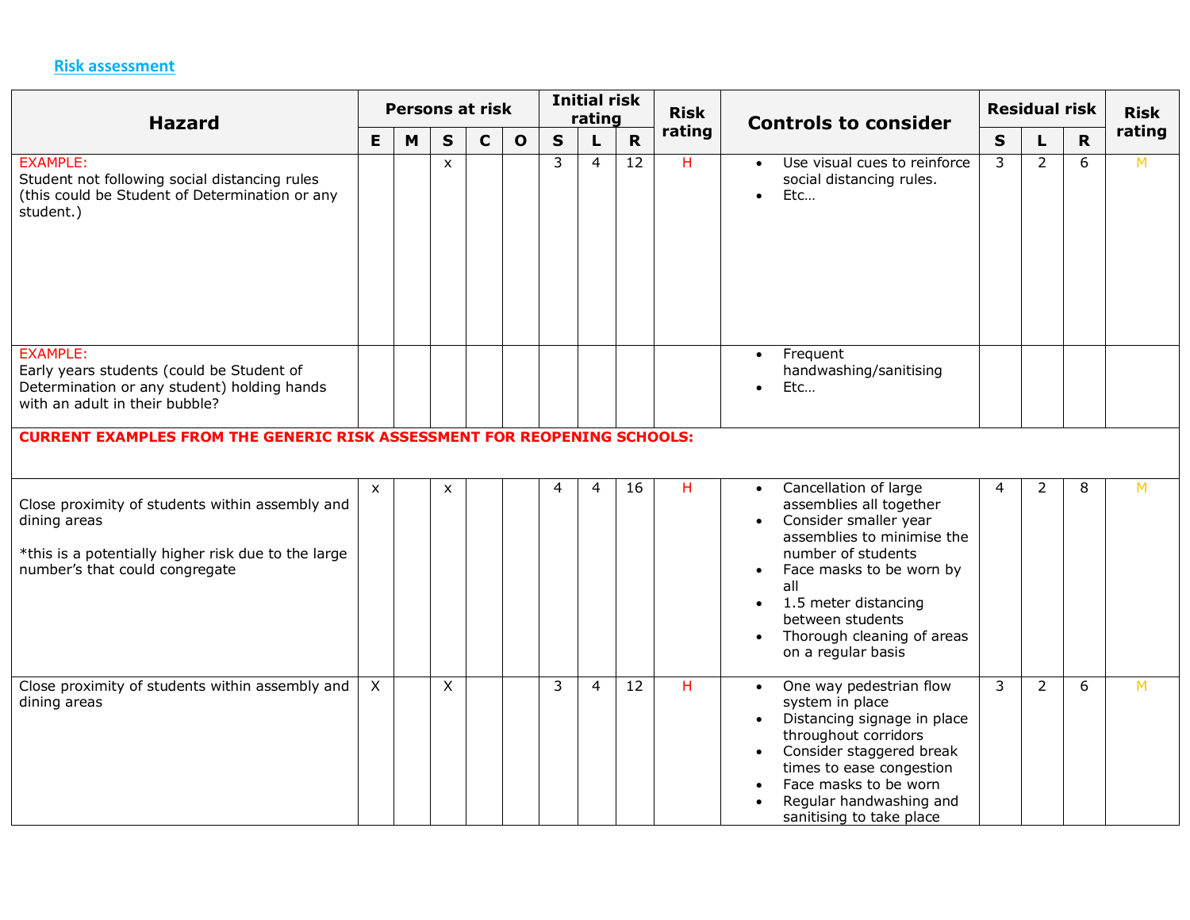**Risk assessment**

| Hazard | Persons at risk | | | | | Initial risk rating | | | Risk rating | Controls to consider | Residual risk | | | Risk rating |
|---|---|---|---|---|---|---|---|---|---|---|---|---|---|---|
| | E | M | S | C | O | S | L | R | | | S | L | R | |
| EXAMPLE: Student not following social distancing rules (this could be Student of Determination or any student.) | | | x | | | 3 | 4 | 12 | H | • Use visual cues to reinforce social distancing rules. • Etc… | 3 | 2 | 6 | M |
| EXAMPLE: Early years students (could be Student of Determination or any student) holding hands with an adult in their bubble? | | | | | | | | | | • Frequent handwashing/sanitising • Etc… | | | | |
| **CURRENT EXAMPLES FROM THE GENERIC RISK ASSESSMENT FOR REOPENING SCHOOLS:** | | | | | | | | | | | | | | |
| Close proximity of students within assembly and dining areas *this is a potentially higher risk due to the large number's that could congregate | x | | x | | | 4 | 4 | 16 | H | • Cancellation of large assemblies all together • Consider smaller year assemblies to minimise the number of students • Face masks to be worn by all • 1.5 meter distancing between students • Thorough cleaning of areas on a regular basis | 4 | 2 | 8 | M |
| Close proximity of students within assembly and dining areas | X | | X | | | 3 | 4 | 12 | H | • One way pedestrian flow system in place • Distancing signage in place throughout corridors • Consider staggered break times to ease congestion • Face masks to be worn • Regular handwashing and sanitising to take place | 3 | 2 | 6 | M |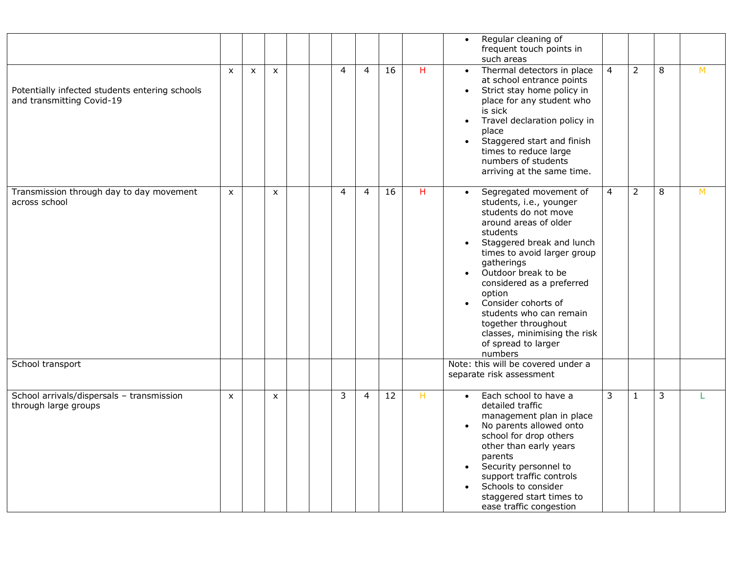| | | | | | | | | | | | | | |
|---|---|---|---|---|---|---|---|---|---|---|---|---|---|
| | | | | | | | | | • Regular cleaning of frequent touch points in such areas | | | | |
| Potentially infected students entering schools and transmitting Covid-19 | x | x | x | | | 4 | 4 | 16 | H | • Thermal detectors in place at school entrance points<br>• Strict stay home policy in place for any student who is sick<br>• Travel declaration policy in place<br>• Staggered start and finish times to reduce large numbers of students arriving at the same time. | 4 | 2 | 8 | M |
| Transmission through day to day movement across school | x | | x | | | 4 | 4 | 16 | H | • Segregated movement of students, i.e., younger students do not move around areas of older students<br>• Staggered break and lunch times to avoid larger group gatherings<br>• Outdoor break to be considered as a preferred option<br>• Consider cohorts of students who can remain together throughout classes, minimising the risk of spread to larger numbers | 4 | 2 | 8 | M |
| School transport | | | | | | | | | | Note: this will be covered under a separate risk assessment | | | | |
| School arrivals/dispersals – transmission through large groups | x | | x | | | 3 | 4 | 12 | H | • Each school to have a detailed traffic management plan in place<br>• No parents allowed onto school for drop others other than early years parents<br>• Security personnel to support traffic controls<br>• Schools to consider staggered start times to ease traffic congestion | 3 | 1 | 3 | L |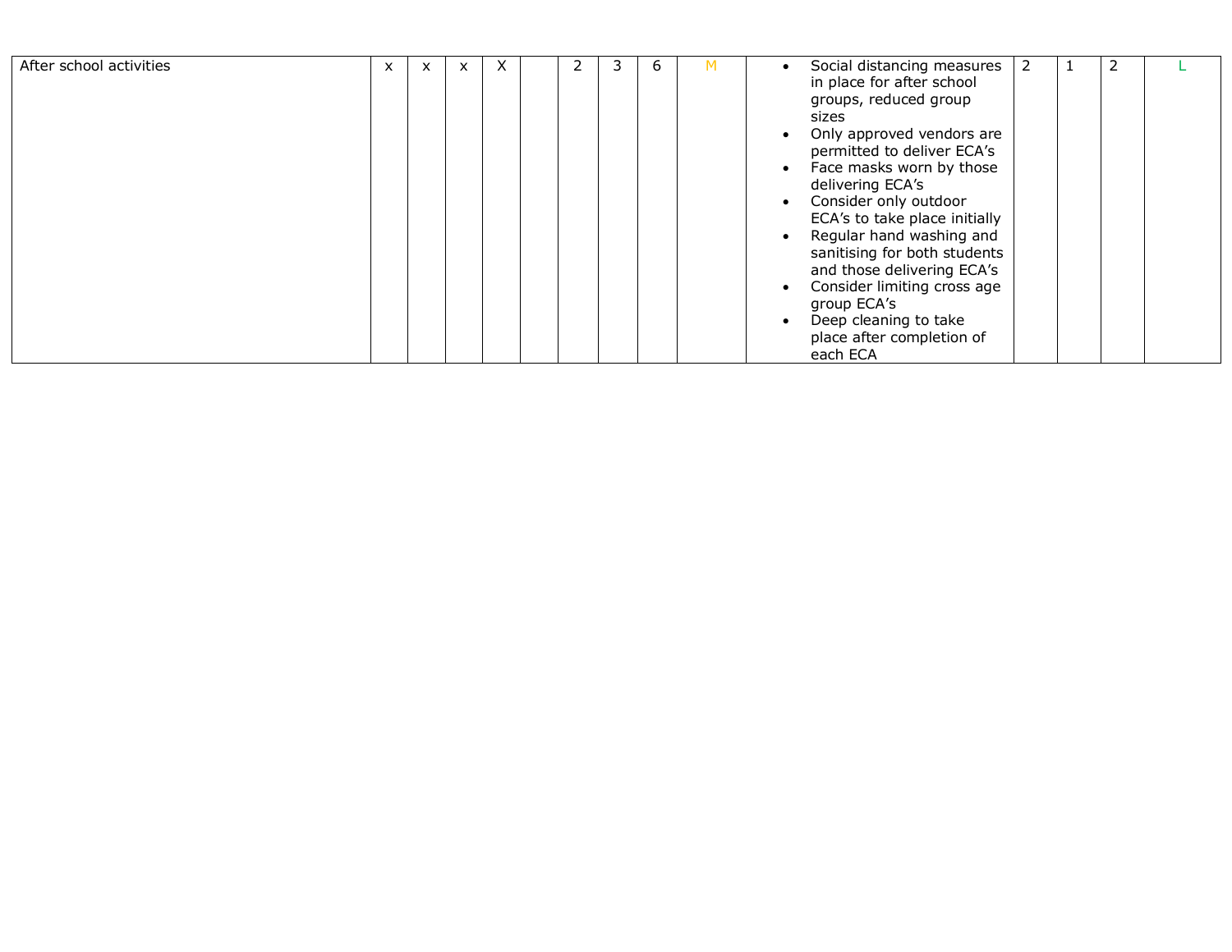| | | | | | | | | | | | | | |
|---|---|---|---|---|---|---|---|---|---|---|---|---|---|
| After school activities | x | x | x | X | | 2 | 3 | 6 | M | • Social distancing measures in place for after school groups, reduced group sizes<br>• Only approved vendors are permitted to deliver ECA's<br>• Face masks worn by those delivering ECA's<br>• Consider only outdoor ECA's to take place initially<br>• Regular hand washing and sanitising for both students and those delivering ECA's<br>• Consider limiting cross age group ECA's<br>• Deep cleaning to take place after completion of each ECA | 2 | 1 | 2 | L |